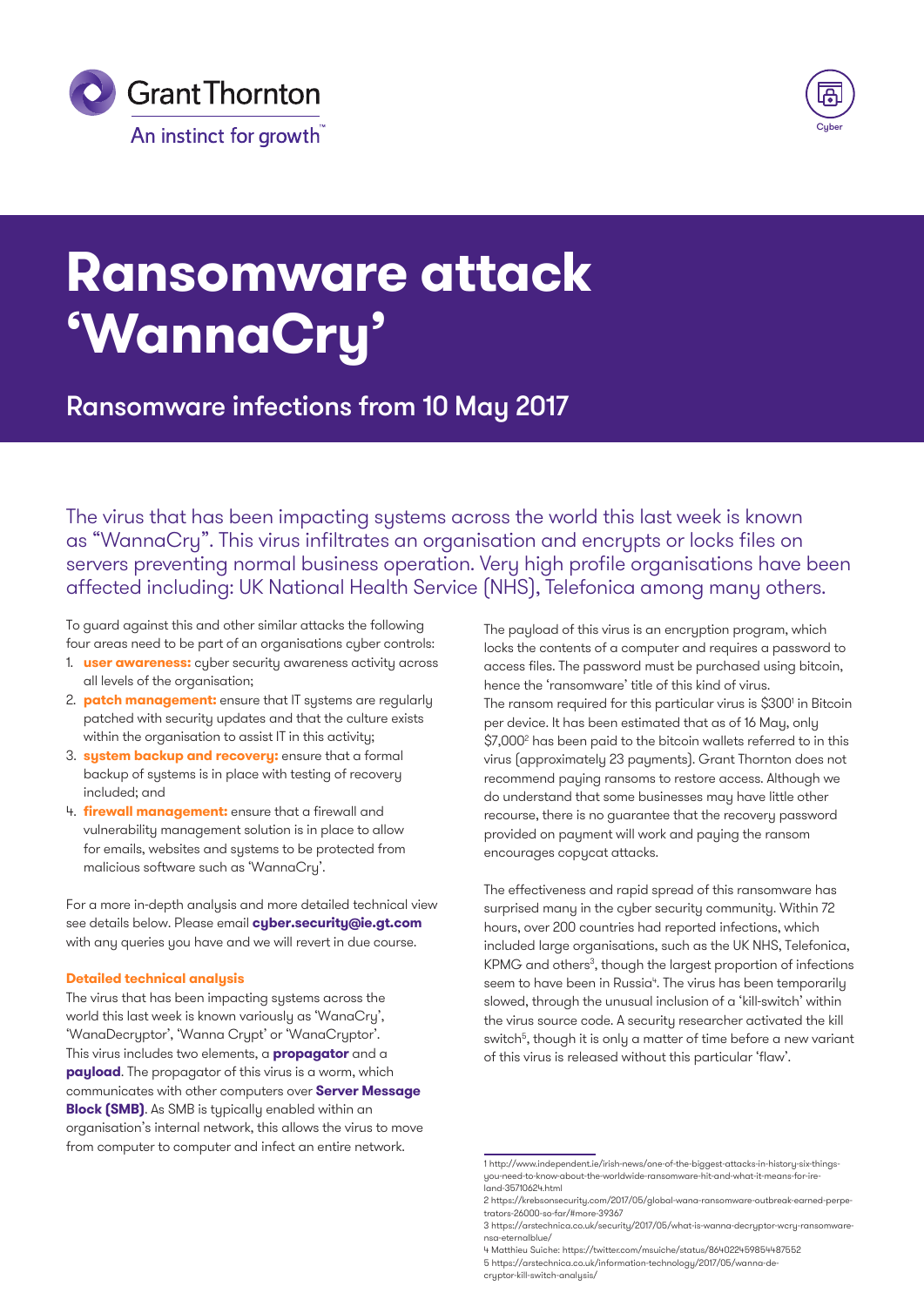# Ransomware attack 'WannaCry'

## Ransomware infections from 10 May 2017

The virus that has been impacting systems across the world this last week is known as "WannaCry". This virus infiltrates an organisation and encrypts or locks files on servers preventing normal business operation. Very high profile organisations have been affected including: UK National Health Service (NHS), Telefonica among many others.

To guard against this and other similar attacks the following four areas need to be part of an organisations cyber controls:

1. **user awareness:** cyber security awareness activity across all levels of the organisation;
2. **patch management:** ensure that IT systems are regularly patched with security updates and that the culture exists within the organisation to assist IT in this activity;
3. **system backup and recovery:** ensure that a formal backup of systems is in place with testing of recovery included; and
4. **firewall management:** ensure that a firewall and vulnerability management solution is in place to allow for emails, websites and systems to be protected from malicious software such as 'WannaCry'.

For a more in-depth analysis and more detailed technical view see details below. Please email **cyber.security@ie.gt.com** with any queries you have and we will revert in due course.

### Detailed technical analysis

The virus that has been impacting systems across the world this last week is known variously as 'WanaCry', 'WanaDecryptor', 'Wanna Crypt' or 'WanaCryptor'. This virus includes two elements, a **propagator** and a **payload**. The propagator of this virus is a worm, which communicates with other computers over **Server Message Block (SMB)**. As SMB is typically enabled within an organisation's internal network, this allows the virus to move from computer to computer and infect an entire network.

The payload of this virus is an encryption program, which locks the contents of a computer and requires a password to access files. The password must be purchased using bitcoin, hence the 'ransomware' title of this kind of virus. The ransom required for this particular virus is $300[1] in Bitcoin per device. It has been estimated that as of 16 May, only $7,000[2] has been paid to the bitcoin wallets referred to in this virus (approximately 23 payments). Grant Thornton does not recommend paying ransoms to restore access. Although we do understand that some businesses may have little other recourse, there is no guarantee that the recovery password provided on payment will work and paying the ransom encourages copycat attacks.

The effectiveness and rapid spread of this ransomware has surprised many in the cyber security community. Within 72 hours, over 200 countries had reported infections, which included large organisations, such as the UK NHS, Telefonica, KPMG and others[3], though the largest proportion of infections seem to have been in Russia[4]. The virus has been temporarily slowed, through the unusual inclusion of a 'kill-switch' within the virus source code. A security researcher activated the kill switch[5], though it is only a matter of time before a new variant of this virus is released without this particular 'flaw'.

---

1 http://www.independent.ie/irish-news/one-of-the-biggest-attacks-in-history-six-things-you-need-to-know-about-the-worldwide-ransomware-hit-and-what-it-means-for-ireland-35710624.html

2 https://krebsonsecurity.com/2017/05/global-wana-ransomware-outbreak-earned-perpetrators-26000-so-far/#more-39367

3 https://arstechnica.co.uk/security/2017/05/what-is-wanna-decryptor-wcry-ransomware-nsa-eternalblue/

4 Matthieu Suiche: https://twitter.com/msuiche/status/864022459854487552

5 https://arstechnica.co.uk/information-technology/2017/05/wanna-decryptor-kill-switch-analysis/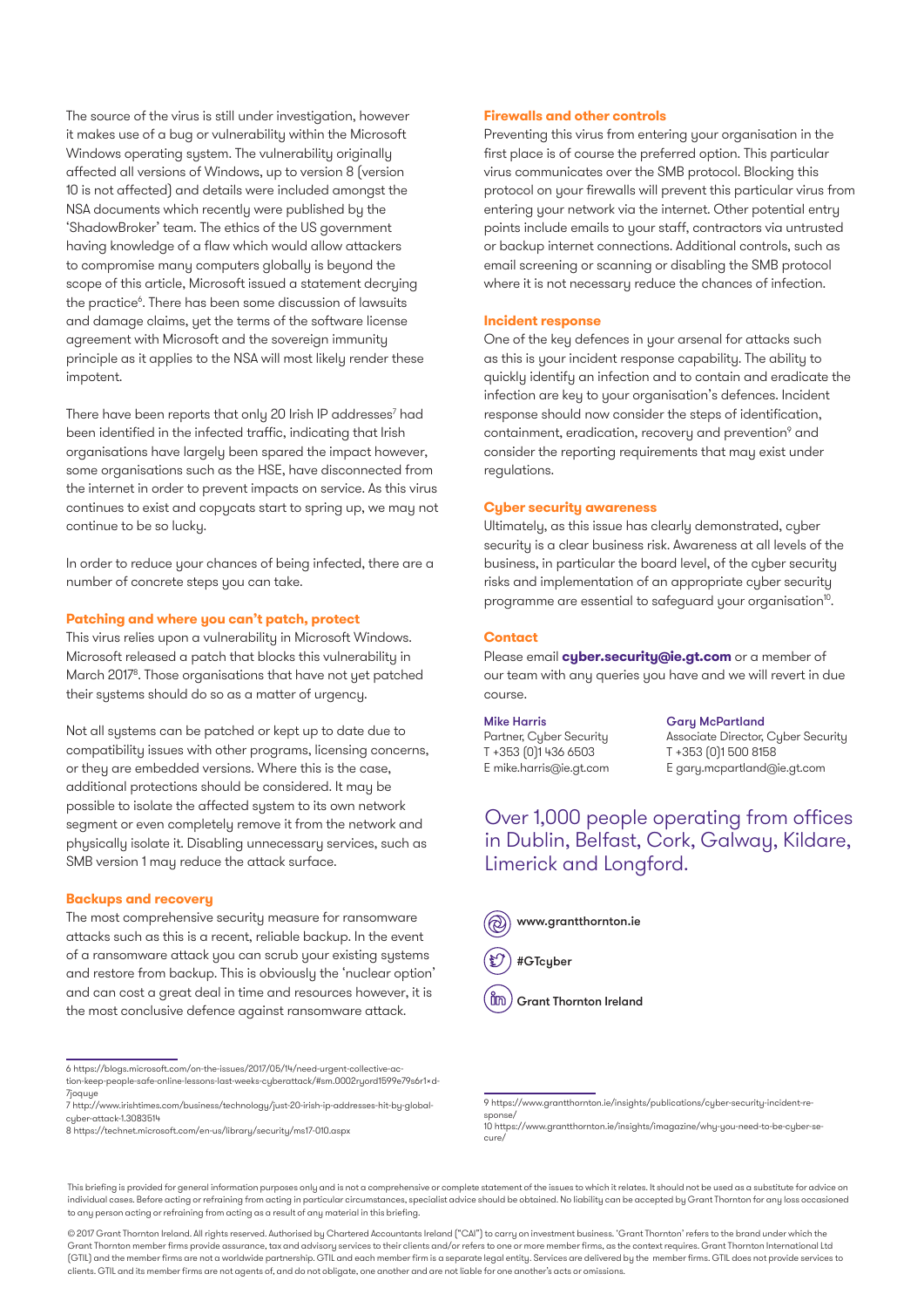The source of the virus is still under investigation, however it makes use of a bug or vulnerability within the Microsoft Windows operating system. The vulnerability originally affected all versions of Windows, up to version 8 (version 10 is not affected) and details were included amongst the NSA documents which recently were published by the 'ShadowBroker' team. The ethics of the US government having knowledge of a flaw which would allow attackers to compromise many computers globally is beyond the scope of this article, Microsoft issued a statement decrying the practice[6]. There has been some discussion of lawsuits and damage claims, yet the terms of the software license agreement with Microsoft and the sovereign immunity principle as it applies to the NSA will most likely render these impotent.

There have been reports that only 20 Irish IP addresses[7] had been identified in the infected traffic, indicating that Irish organisations have largely been spared the impact however, some organisations such as the HSE, have disconnected from the internet in order to prevent impacts on service. As this virus continues to exist and copycats start to spring up, we may not continue to be so lucky.

In order to reduce your chances of being infected, there are a number of concrete steps you can take.

### Patching and where you can't patch, protect

This virus relies upon a vulnerability in Microsoft Windows. Microsoft released a patch that blocks this vulnerability in March 2017[8]. Those organisations that have not yet patched their systems should do so as a matter of urgency.

Not all systems can be patched or kept up to date due to compatibility issues with other programs, licensing concerns, or they are embedded versions. Where this is the case, additional protections should be considered. It may be possible to isolate the affected system to its own network segment or even completely remove it from the network and physically isolate it. Disabling unnecessary services, such as SMB version 1 may reduce the attack surface.

### Backups and recovery

The most comprehensive security measure for ransomware attacks such as this is a recent, reliable backup. In the event of a ransomware attack you can scrub your existing systems and restore from backup. This is obviously the 'nuclear option' and can cost a great deal in time and resources however, it is the most conclusive defence against ransomware attack.

### Firewalls and other controls

Preventing this virus from entering your organisation in the first place is of course the preferred option. This particular virus communicates over the SMB protocol. Blocking this protocol on your firewalls will prevent this particular virus from entering your network via the internet. Other potential entry points include emails to your staff, contractors via untrusted or backup internet connections. Additional controls, such as email screening or scanning or disabling the SMB protocol where it is not necessary reduce the chances of infection.

### Incident response

One of the key defences in your arsenal for attacks such as this is your incident response capability. The ability to quickly identify an infection and to contain and eradicate the infection are key to your organisation's defences. Incident response should now consider the steps of identification, containment, eradication, recovery and prevention[9] and consider the reporting requirements that may exist under regulations.

### Cyber security awareness

Ultimately, as this issue has clearly demonstrated, cyber security is a clear business risk. Awareness at all levels of the business, in particular the board level, of the cyber security risks and implementation of an appropriate cyber security programme are essential to safeguard your organisation[10].

### Contact

Please email **cyber.security@ie.gt.com** or a member of our team with any queries you have and we will revert in due course.

**Mike Harris**
Partner, Cyber Security
T +353 (0)1 436 6503
E mike.harris@ie.gt.com

**Gary McPartland**
Associate Director, Cyber Security
T +353 (0)1 500 8158
E gary.mcpartland@ie.gt.com

Over 1,000 people operating from offices in Dublin, Belfast, Cork, Galway, Kildare, Limerick and Longford.

www.grantthornton.ie

#GTcyber

Grant Thornton Ireland

---

6 https://blogs.microsoft.com/on-the-issues/2017/05/14/need-urgent-collective-action-keep-people-safe-online-lessons-last-weeks-cyberattack/#sm.0002ryord1599e79s6r1xd7joquye

7 http://www.irishtimes.com/business/technology/just-20-irish-ip-addresses-hit-by-global-cyber-attack-1.3083514

8 https://technet.microsoft.com/en-us/library/security/ms17-010.aspx

9 https://www.grantthornton.ie/insights/publications/cyber-security-incident-response/

10 https://www.grantthornton.ie/insights/imagazine/why-you-need-to-be-cyber-secure/

This briefing is provided for general information purposes only and is not a comprehensive or complete statement of the issues to which it relates. It should not be used as a substitute for advice on individual cases. Before acting or refraining from acting in particular circumstances, specialist advice should be obtained. No liability can be accepted by Grant Thornton for any loss occasioned to any person acting or refraining from acting as a result of any material in this briefing.

© 2017 Grant Thornton Ireland. All rights reserved. Authorised by Chartered Accountants Ireland ("CAI") to carry on investment business. 'Grant Thornton' refers to the brand under which the Grant Thornton member firms provide assurance, tax and advisory services to their clients and/or refers to one or more member firms, as the context requires. Grant Thornton International Ltd (GTIL) and the member firms are not a worldwide partnership. GTIL and each member firm is a separate legal entity. Services are delivered by the member firms. GTIL does not provide services to clients. GTIL and its member firms are not agents of, and do not obligate, one another and are not liable for one another's acts or omissions.